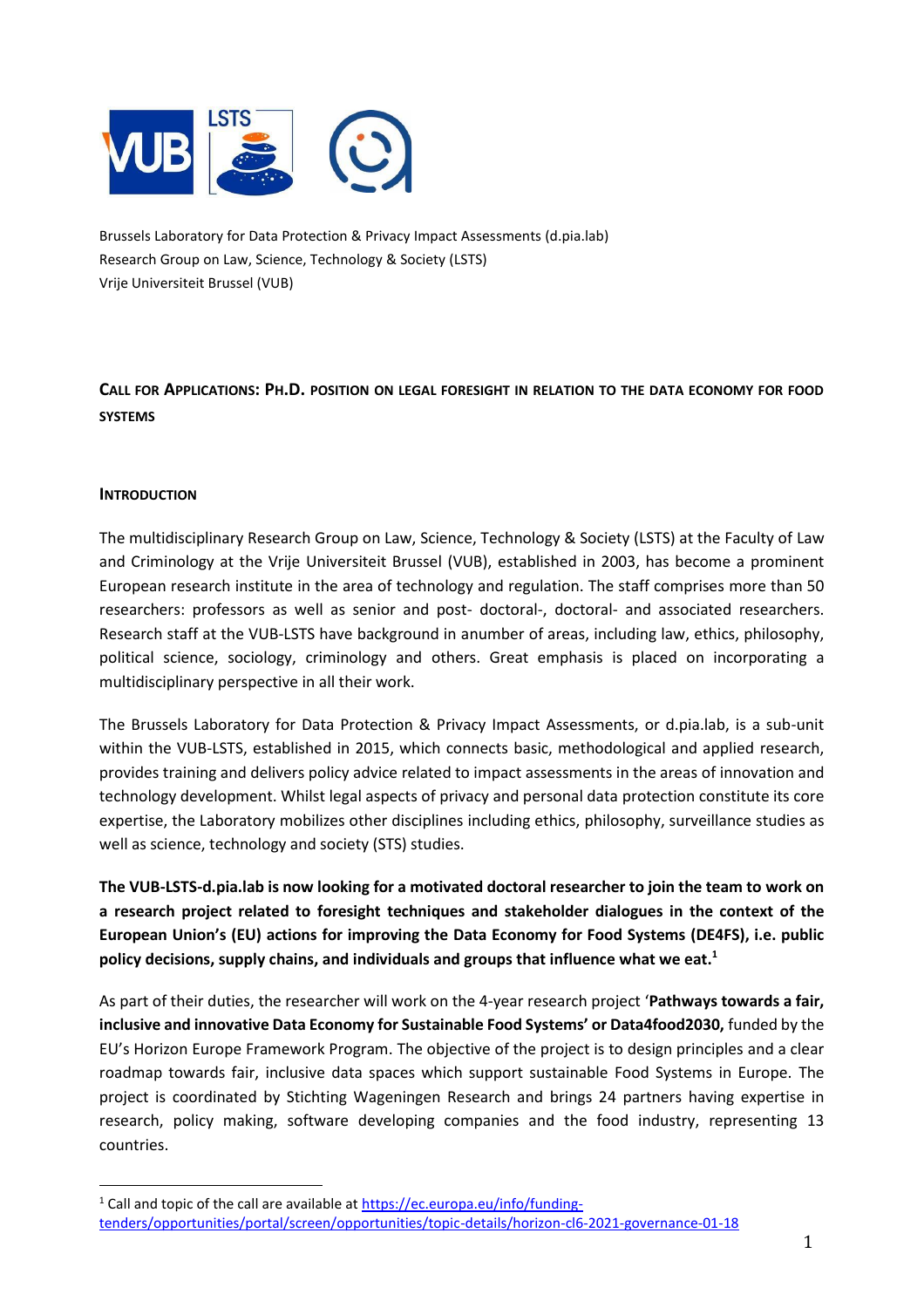Brussels Laboratory for Data Protection & Privacy Impact Assessments (d.pia.lab)
Research Group on Law, Science, Technology & Society (LSTS)
Vrije Universiteit Brussel (VUB)

## CALL FOR APPLICATIONS: PH.D. POSITION ON LEGAL FORESIGHT IN RELATION TO THE DATA ECONOMY FOR FOOD SYSTEMS

### INTRODUCTION

The multidisciplinary Research Group on Law, Science, Technology & Society (LSTS) at the Faculty of Law and Criminology at the Vrije Universiteit Brussel (VUB), established in 2003, has become a prominent European research institute in the area of technology and regulation. The staff comprises more than 50 researchers: professors as well as senior and post- doctoral-, doctoral- and associated researchers. Research staff at the VUB-LSTS have background in anumber of areas, including law, ethics, philosophy, political science, sociology, criminology and others. Great emphasis is placed on incorporating a multidisciplinary perspective in all their work.

The Brussels Laboratory for Data Protection & Privacy Impact Assessments, or d.pia.lab, is a sub-unit within the VUB-LSTS, established in 2015, which connects basic, methodological and applied research, provides training and delivers policy advice related to impact assessments in the areas of innovation and technology development. Whilst legal aspects of privacy and personal data protection constitute its core expertise, the Laboratory mobilizes other disciplines including ethics, philosophy, surveillance studies as well as science, technology and society (STS) studies.

**The VUB-LSTS-d.pia.lab is now looking for a motivated doctoral researcher to join the team to work on a research project related to foresight techniques and stakeholder dialogues in the context of the European Union's (EU) actions for improving the Data Economy for Food Systems (DE4FS), i.e. public policy decisions, supply chains, and individuals and groups that influence what we eat.[1]**

As part of their duties, the researcher will work on the 4-year research project '**Pathways towards a fair, inclusive and innovative Data Economy for Sustainable Food Systems' or Data4food2030,** funded by the EU's Horizon Europe Framework Program. The objective of the project is to design principles and a clear roadmap towards fair, inclusive data spaces which support sustainable Food Systems in Europe. The project is coordinated by Stichting Wageningen Research and brings 24 partners having expertise in research, policy making, software developing companies and the food industry, representing 13 countries.

---

[1] Call and topic of the call are available at https://ec.europa.eu/info/funding-tenders/opportunities/portal/screen/opportunities/topic-details/horizon-cl6-2021-governance-01-18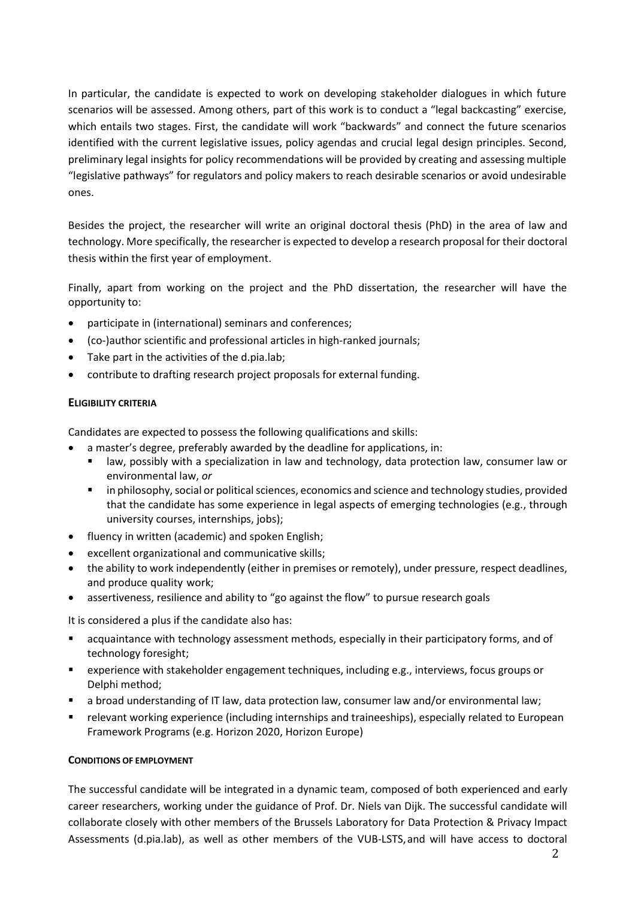In particular, the candidate is expected to work on developing stakeholder dialogues in which future scenarios will be assessed. Among others, part of this work is to conduct a "legal backcasting" exercise, which entails two stages. First, the candidate will work "backwards" and connect the future scenarios identified with the current legislative issues, policy agendas and crucial legal design principles. Second, preliminary legal insights for policy recommendations will be provided by creating and assessing multiple "legislative pathways" for regulators and policy makers to reach desirable scenarios or avoid undesirable ones.

Besides the project, the researcher will write an original doctoral thesis (PhD) in the area of law and technology. More specifically, the researcher is expected to develop a research proposal for their doctoral thesis within the first year of employment.

Finally, apart from working on the project and the PhD dissertation, the researcher will have the opportunity to:

- participate in (international) seminars and conferences;
- (co-)author scientific and professional articles in high-ranked journals;
- Take part in the activities of the d.pia.lab;
- contribute to drafting research project proposals for external funding.

## ELIGIBILITY CRITERIA

Candidates are expected to possess the following qualifications and skills:

- a master's degree, preferably awarded by the deadline for applications, in:
  - law, possibly with a specialization in law and technology, data protection law, consumer law or environmental law, *or*
  - in philosophy, social or political sciences, economics and science and technology studies, provided that the candidate has some experience in legal aspects of emerging technologies (e.g., through university courses, internships, jobs);
- fluency in written (academic) and spoken English;
- excellent organizational and communicative skills;
- the ability to work independently (either in premises or remotely), under pressure, respect deadlines, and produce quality work;
- assertiveness, resilience and ability to "go against the flow" to pursue research goals

It is considered a plus if the candidate also has:

- acquaintance with technology assessment methods, especially in their participatory forms, and of technology foresight;
- experience with stakeholder engagement techniques, including e.g., interviews, focus groups or Delphi method;
- a broad understanding of IT law, data protection law, consumer law and/or environmental law;
- relevant working experience (including internships and traineeships), especially related to European Framework Programs (e.g. Horizon 2020, Horizon Europe)

## CONDITIONS OF EMPLOYMENT

The successful candidate will be integrated in a dynamic team, composed of both experienced and early career researchers, working under the guidance of Prof. Dr. Niels van Dijk. The successful candidate will collaborate closely with other members of the Brussels Laboratory for Data Protection & Privacy Impact Assessments (d.pia.lab), as well as other members of the VUB-LSTS, and will have access to doctoral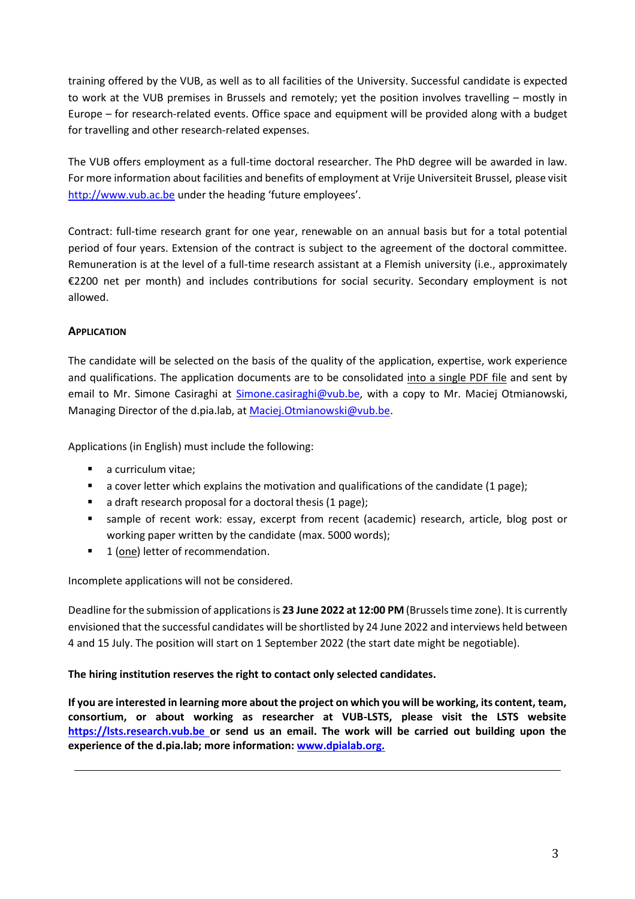training offered by the VUB, as well as to all facilities of the University. Successful candidate is expected to work at the VUB premises in Brussels and remotely; yet the position involves travelling – mostly in Europe – for research-related events. Office space and equipment will be provided along with a budget for travelling and other research-related expenses.

The VUB offers employment as a full-time doctoral researcher. The PhD degree will be awarded in law. For more information about facilities and benefits of employment at Vrije Universiteit Brussel, please visit http://www.vub.ac.be under the heading 'future employees'.

Contract: full-time research grant for one year, renewable on an annual basis but for a total potential period of four years. Extension of the contract is subject to the agreement of the doctoral committee. Remuneration is at the level of a full-time research assistant at a Flemish university (i.e., approximately €2200 net per month) and includes contributions for social security. Secondary employment is not allowed.

## Application

The candidate will be selected on the basis of the quality of the application, expertise, work experience and qualifications. The application documents are to be consolidated into a single PDF file and sent by email to Mr. Simone Casiraghi at Simone.casiraghi@vub.be, with a copy to Mr. Maciej Otmianowski, Managing Director of the d.pia.lab, at Maciej.Otmianowski@vub.be.

Applications (in English) must include the following:

- a curriculum vitae;
- a cover letter which explains the motivation and qualifications of the candidate (1 page);
- a draft research proposal for a doctoral thesis (1 page);
- sample of recent work: essay, excerpt from recent (academic) research, article, blog post or working paper written by the candidate (max. 5000 words);
- 1 (one) letter of recommendation.

Incomplete applications will not be considered.

Deadline for the submission of applications is **23 June 2022 at 12:00 PM** (Brussels time zone). It is currently envisioned that the successful candidates will be shortlisted by 24 June 2022 and interviews held between 4 and 15 July. The position will start on 1 September 2022 (the start date might be negotiable).

**The hiring institution reserves the right to contact only selected candidates.**

**If you are interested in learning more about the project on which you will be working, its content, team, consortium, or about working as researcher at VUB-LSTS, please visit the LSTS website https://lsts.research.vub.be or send us an email. The work will be carried out building upon the experience of the d.pia.lab; more information: www.dpialab.org.**